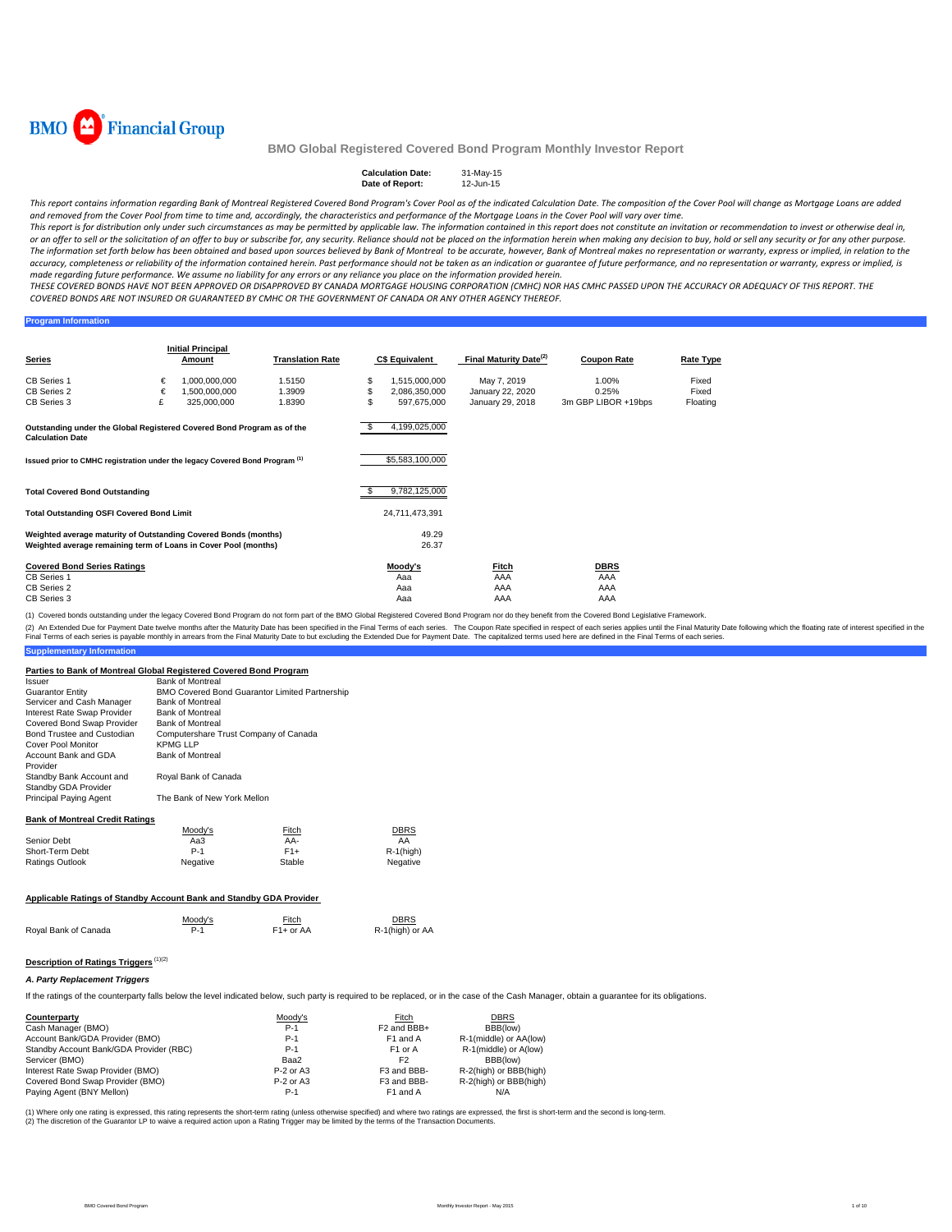BMO Financial Group

# BMO Global Registered Covered Bond Program Monthly Investor Report

| | |
|---|---|
| **Calculation Date:** | 31-May-15 |
| **Date of Report:** | 12-Jun-15 |

*This report contains information regarding Bank of Montreal Registered Covered Bond Program's Cover Pool as of the indicated Calculation Date. The composition of the Cover Pool will change as Mortgage Loans are added and removed from the Cover Pool from time to time and, accordingly, the characteristics and performance of the Mortgage Loans in the Cover Pool will vary over time.*

*This report is for distribution only under such circumstances as may be permitted by applicable law. The information contained in this report does not constitute an invitation or recommendation to invest or otherwise deal in, or an offer to sell or the solicitation of an offer to buy or subscribe for, any security. Reliance should not be placed on the information herein when making any decision to buy, hold or sell any security or for any other purpose. The information set forth below has been obtained and based upon sources believed by Bank of Montreal to be accurate, however, Bank of Montreal makes no representation or warranty, express or implied, in relation to the accuracy, completeness or reliability of the information contained herein. Past performance should not be taken as an indication or guarantee of future performance, and no representation or warranty, express or implied, is made regarding future performance. We assume no liability for any errors or any reliance you place on the information provided herein.*

*THESE COVERED BONDS HAVE NOT BEEN APPROVED OR DISAPPROVED BY CANADA MORTGAGE HOUSING CORPORATION (CMHC) NOR HAS CMHC PASSED UPON THE ACCURACY OR ADEQUACY OF THIS REPORT. THE COVERED BONDS ARE NOT INSURED OR GUARANTEED BY CMHC OR THE GOVERNMENT OF CANADA OR ANY OTHER AGENCY THEREOF.*

## Program Information

| Series | | Initial Principal Amount | Translation Rate | | C$ Equivalent | Final Maturity Date[(2)] | Coupon Rate | Rate Type |
|---|---|---|---|---|---|---|---|---|
| CB Series 1 | € | 1,000,000,000 | 1.5150 | $ | 1,515,000,000 | May 7, 2019 | 1.00% | Fixed |
| CB Series 2 | € | 1,500,000,000 | 1.3909 | $ | 2,086,350,000 | January 22, 2020 | 0.25% | Fixed |
| CB Series 3 | £ | 325,000,000 | 1.8390 | $ | 597,675,000 | January 29, 2018 | 3m GBP LIBOR +19bps | Floating |

| | |
|---|---|
| **Outstanding under the Global Registered Covered Bond Program as of the Calculation Date** | $ 4,199,025,000 |
| **Issued prior to CMHC registration under the legacy Covered Bond Program [(1)]** | $5,583,100,000 |
| **Total Covered Bond Outstanding** | $ 9,782,125,000 |
| **Total Outstanding OSFI Covered Bond Limit** | 24,711,473,391 |
| **Weighted average maturity of Outstanding Covered Bonds (months)** | 49.29 |
| **Weighted average remaining term of Loans in Cover Pool (months)** | 26.37 |

| Covered Bond Series Ratings | Moody's | Fitch | DBRS |
|---|---|---|---|
| CB Series 1 | Aaa | AAA | AAA |
| CB Series 2 | Aaa | AAA | AAA |
| CB Series 3 | Aaa | AAA | AAA |

(1) Covered bonds outstanding under the legacy Covered Bond Program do not form part of the BMO Global Registered Covered Bond Program nor do they benefit from the Covered Bond Legislative Framework.

(2) An Extended Due for Payment Date twelve months after the Maturity Date has been specified in the Final Terms of each series. The Coupon Rate specified in respect of each series applies until the Final Maturity Date following which the floating rate of interest specified in the Final Terms of each series is payable monthly in arrears from the Final Maturity Date to but excluding the Extended Due for Payment Date. The capitalized terms used here are defined in the Final Terms of each series.

## Supplementary Information

### Parties to Bank of Montreal Global Registered Covered Bond Program

| | |
|---|---|
| Issuer | Bank of Montreal |
| Guarantor Entity | BMO Covered Bond Guarantor Limited Partnership |
| Servicer and Cash Manager | Bank of Montreal |
| Interest Rate Swap Provider | Bank of Montreal |
| Covered Bond Swap Provider | Bank of Montreal |
| Bond Trustee and Custodian | Computershare Trust Company of Canada |
| Cover Pool Monitor | KPMG LLP |
| Account Bank and GDA Provider | Bank of Montreal |
| Standby Bank Account and Standby GDA Provider | Royal Bank of Canada |
| Principal Paying Agent | The Bank of New York Mellon |

### Bank of Montreal Credit Ratings

| | Moody's | Fitch | DBRS |
|---|---|---|---|
| Senior Debt | Aa3 | AA- | AA |
| Short-Term Debt | P-1 | F1+ | R-1(high) |
| Ratings Outlook | Negative | Stable | Negative |

### Applicable Ratings of Standby Account Bank and Standby GDA Provider

| | Moody's | Fitch | DBRS |
|---|---|---|---|
| Royal Bank of Canada | P-1 | F1+ or AA | R-1(high) or AA |

### Description of Ratings Triggers [(1)(2)]

#### *A. Party Replacement Triggers*

If the ratings of the counterparty falls below the level indicated below, such party is required to be replaced, or in the case of the Cash Manager, obtain a guarantee for its obligations.

| Counterparty | Moody's | Fitch | DBRS |
|---|---|---|---|
| Cash Manager (BMO) | P-1 | F2 and BBB+ | BBB(low) |
| Account Bank/GDA Provider (BMO) | P-1 | F1 and A | R-1(middle) or AA(low) |
| Standby Account Bank/GDA Provider (RBC) | P-1 | F1 or A | R-1(middle) or A(low) |
| Servicer (BMO) | Baa2 | F2 | BBB(low) |
| Interest Rate Swap Provider (BMO) | P-2 or A3 | F3 and BBB- | R-2(high) or BBB(high) |
| Covered Bond Swap Provider (BMO) | P-2 or A3 | F3 and BBB- | R-2(high) or BBB(high) |
| Paying Agent (BNY Mellon) | P-1 | F1 and A | N/A |

(1) Where only one rating is expressed, this rating represents the short-term rating (unless otherwise specified) and where two ratings are expressed, the first is short-term and the second is long-term.
(2) The discretion of the Guarantor LP to waive a required action upon a Rating Trigger may be limited by the terms of the Transaction Documents.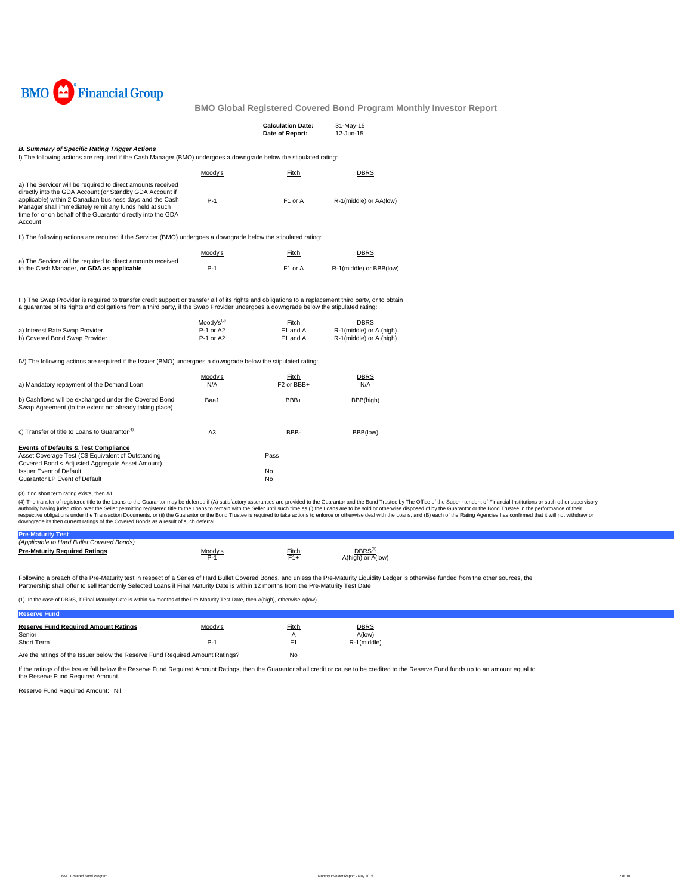BMO Financial Group

## BMO Global Registered Covered Bond Program Monthly Investor Report

| | |
|---|---|
| **Calculation Date:** | 31-May-15 |
| **Date of Report:** | 12-Jun-15 |

***B. Summary of Specific Rating Trigger Actions***

I) The following actions are required if the Cash Manager (BMO) undergoes a downgrade below the stipulated rating:

| | Moody's | Fitch | DBRS |
|---|---|---|---|
| a) The Servicer will be required to direct amounts received directly into the GDA Account (or Standby GDA Account if applicable) within 2 Canadian business days and the Cash Manager shall immediately remit any funds held at such time for or on behalf of the Guarantor directly into the GDA Account | P-1 | F1 or A | R-1(middle) or AA(low) |

II) The following actions are required if the Servicer (BMO) undergoes a downgrade below the stipulated rating:

| | Moody's | Fitch | DBRS |
|---|---|---|---|
| a) The Servicer will be required to direct amounts received to the Cash Manager, **or GDA as applicable** | P-1 | F1 or A | R-1(middle) or BBB(low) |

III) The Swap Provider is required to transfer credit support or transfer all of its rights and obligations to a replacement third party, or to obtain a guarantee of its rights and obligations from a third party, if the Swap Provider undergoes a downgrade below the stipulated rating:

| | Moody's[3] | Fitch | DBRS |
|---|---|---|---|
| a) Interest Rate Swap Provider | P-1 or A2 | F1 and A | R-1(middle) or A (high) |
| b) Covered Bond Swap Provider | P-1 or A2 | F1 and A | R-1(middle) or A (high) |

IV) The following actions are required if the Issuer (BMO) undergoes a downgrade below the stipulated rating:

| | Moody's | Fitch | DBRS |
|---|---|---|---|
| a) Mandatory repayment of the Demand Loan | N/A | F2 or BBB+ | N/A |
| b) Cashflows will be exchanged under the Covered Bond Swap Agreement (to the extent not already taking place) | Baa1 | BBB+ | BBB(high) |
| c) Transfer of title to Loans to Guarantor[4] | A3 | BBB- | BBB(low) |

**Events of Defaults & Test Compliance**

| | |
|---|---|
| Asset Coverage Test (C$ Equivalent of Outstanding Covered Bond < Adjusted Aggregate Asset Amount) | Pass |
| Issuer Event of Default | No |
| Guarantor LP Event of Default | No |

(3) If no short term rating exists, then A1

(4) The transfer of registered title to the Loans to the Guarantor may be deferred if (A) satisfactory assurances are provided to the Guarantor and the Bond Trustee by The Office of the Superintendent of Financial Institutions or such other supervisory authority having jurisdiction over the Seller permitting registered title to the Loans to remain with the Seller until such time as (i) the Loans are to be sold or otherwise disposed of by the Guarantor or the Bond Trustee in the performance of their respective obligations under the Transaction Documents, or (ii) the Guarantor or the Bond Trustee is required to take actions to enforce or otherwise deal with the Loans, and (B) each of the Rating Agencies has confirmed that it will not withdraw or downgrade its then current ratings of the Covered Bonds as a result of such deferral.

### Pre-Maturity Test

*(Applicable to Hard Bullet Covered Bonds)*

| | Moody's | Fitch | DBRS[1] |
|---|---|---|---|
| **Pre-Maturity Required Ratings** | P-1 | F1+ | A(high) or A(low) |

Following a breach of the Pre-Maturity test in respect of a Series of Hard Bullet Covered Bonds, and unless the Pre-Maturity Liquidity Ledger is otherwise funded from the other sources, the Partnership shall offer to sell Randomly Selected Loans if Final Maturity Date is within 12 months from the Pre-Maturity Test Date

(1) In the case of DBRS, if Final Maturity Date is within six months of the Pre-Maturity Test Date, then A(high), otherwise A(low).

### Reserve Fund

| **Reserve Fund Required Amount Ratings** | Moody's | Fitch | DBRS |
|---|---|---|---|
| Senior | | A | A(low) |
| Short Term | P-1 | F1 | R-1(middle) |
| Are the ratings of the Issuer below the Reserve Fund Required Amount Ratings? | | No | |

If the ratings of the Issuer fall below the Reserve Fund Required Amount Ratings, then the Guarantor shall credit or cause to be credited to the Reserve Fund funds up to an amount equal to the Reserve Fund Required Amount.

Reserve Fund Required Amount: Nil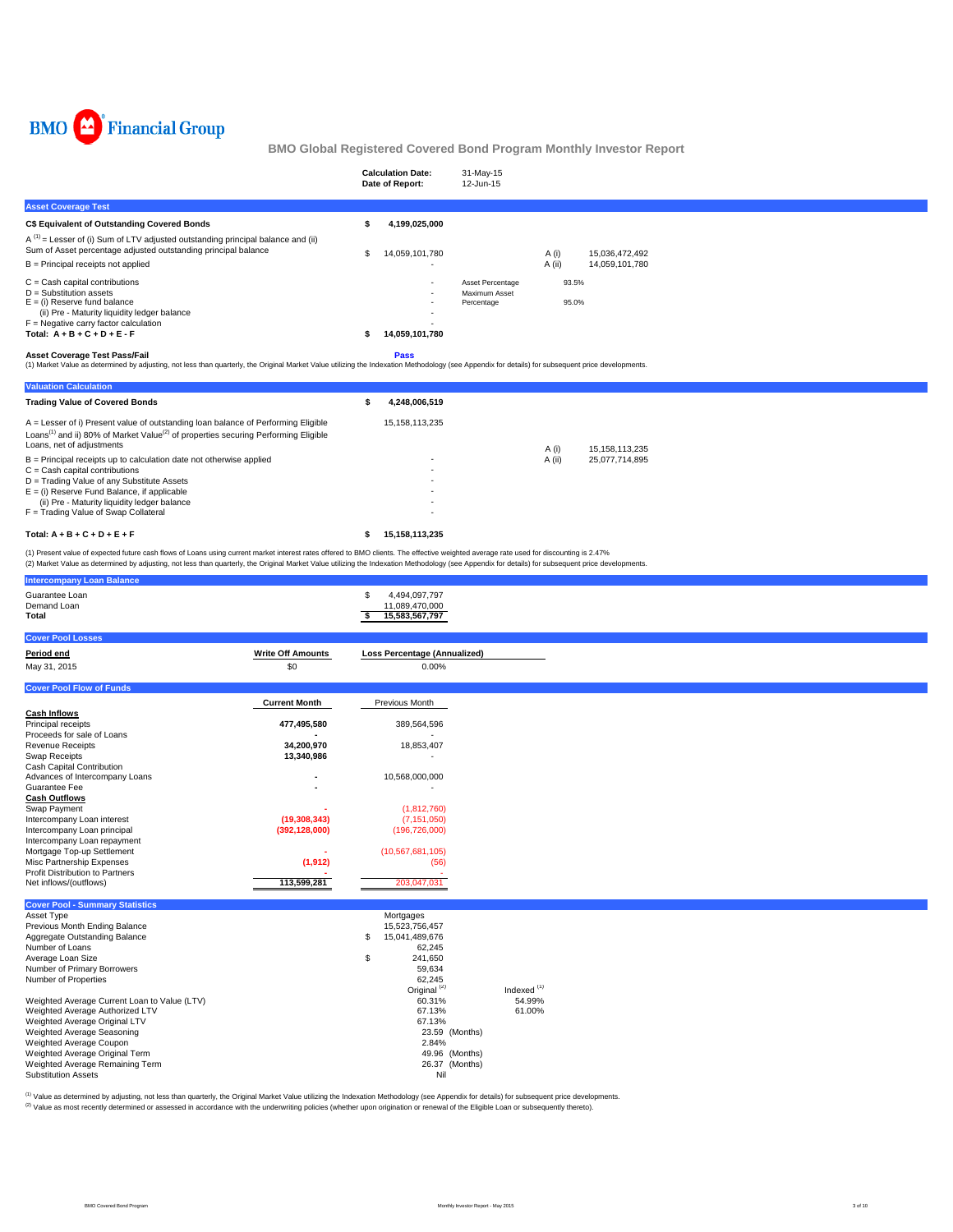BMO Financial Group

# BMO Global Registered Covered Bond Program Monthly Investor Report

| | |
|---|---|
| **Calculation Date:** | 31-May-15 |
| **Date of Report:** | 12-Jun-15 |

## Asset Coverage Test

| | | | | |
|---|---|---|---|---|
| **C$ Equivalent of Outstanding Covered Bonds** | **$ 4,199,025,000** | | | |
| A [1] = Lesser of (i) Sum of LTV adjusted outstanding principal balance and (ii) Sum of Asset percentage adjusted outstanding principal balance | $ 14,059,101,780 | | A (i) | 15,036,472,492 |
| B = Principal receipts not applied | - | | A (ii) | 14,059,101,780 |
| C = Cash capital contributions | - | Asset Percentage | 93.5% | |
| D = Substitution assets | - | Maximum Asset | | |
| E = (i) Reserve fund balance | - | Percentage | 95.0% | |
| (ii) Pre - Maturity liquidity ledger balance | - | | | |
| F = Negative carry factor calculation | - | | | |
| **Total: A + B + C + D + E - F** | **$ 14,059,101,780** | | | |

**Asset Coverage Test Pass/Fail** **Pass**

(1) Market Value as determined by adjusting, not less than quarterly, the Original Market Value utilizing the Indexation Methodology (see Appendix for details) for subsequent price developments.

## Valuation Calculation

| | | | |
|---|---|---|---|
| **Trading Value of Covered Bonds** | **$ 4,248,006,519** | | |
| A = Lesser of i) Present value of outstanding loan balance of Performing Eligible Loans[1] and ii) 80% of Market Value[2] of properties securing Performing Eligible Loans, net of adjustments | 15,158,113,235 | A (i) | 15,158,113,235 |
| B = Principal receipts up to calculation date not otherwise applied | - | A (ii) | 25,077,714,895 |
| C = Cash capital contributions | - | | |
| D = Trading Value of any Substitute Assets | - | | |
| E = (i) Reserve Fund Balance, if applicable | - | | |
| (ii) Pre - Maturity liquidity ledger balance | - | | |
| F = Trading Value of Swap Collateral | - | | |
| **Total: A + B + C + D + E + F** | **$ 15,158,113,235** | | |

(1) Present value of expected future cash flows of Loans using current market interest rates offered to BMO clients. The effective weighted average rate used for discounting is 2.47%
(2) Market Value as determined by adjusting, not less than quarterly, the Original Market Value utilizing the Indexation Methodology (see Appendix for details) for subsequent price developments.

## Intercompany Loan Balance

| | |
|---|---|
| Guarantee Loan | $ 4,494,097,797 |
| Demand Loan | 11,089,470,000 |
| **Total** | **$ 15,583,567,797** |

## Cover Pool Losses

| Period end | Write Off Amounts | Loss Percentage (Annualized) |
|---|---|---|
| May 31, 2015 | $0 | 0.00% |

## Cover Pool Flow of Funds

| | Current Month | Previous Month |
|---|---|---|
| **Cash Inflows** | | |
| Principal receipts | **477,495,580** | 389,564,596 |
| Proceeds for sale of Loans | **-** | - |
| Revenue Receipts | **34,200,970** | 18,853,407 |
| Swap Receipts | **13,340,986** | - |
| Cash Capital Contribution | | |
| Advances of Intercompany Loans | **-** | 10,568,000,000 |
| Guarantee Fee | **-** | - |
| **Cash Outflows** | | |
| Swap Payment | **-** | (1,812,760) |
| Intercompany Loan interest | **(19,308,343)** | (7,151,050) |
| Intercompany Loan principal | **(392,128,000)** | (196,726,000) |
| Intercompany Loan repayment | | |
| Mortgage Top-up Settlement | **-** | (10,567,681,105) |
| Misc Partnership Expenses | **(1,912)** | (56) |
| Profit Distribution to Partners | **-** | - |
| Net inflows/(outflows) | **113,599,281** | 203,047,031 |

## Cover Pool - Summary Statistics

| | | |
|---|---|---|
| Asset Type | Mortgages | |
| Previous Month Ending Balance | 15,523,756,457 | |
| Aggregate Outstanding Balance | $ 15,041,489,676 | |
| Number of Loans | 62,245 | |
| Average Loan Size | $ 241,650 | |
| Number of Primary Borrowers | 59,634 | |
| Number of Properties | 62,245 | |
| | Original [2] | Indexed [1] |
| Weighted Average Current Loan to Value (LTV) | 60.31% | 54.99% |
| Weighted Average Authorized LTV | 67.13% | 61.00% |
| Weighted Average Original LTV | 67.13% | |
| Weighted Average Seasoning | 23.59 (Months) | |
| Weighted Average Coupon | 2.84% | |
| Weighted Average Original Term | 49.96 (Months) | |
| Weighted Average Remaining Term | 26.37 (Months) | |
| Substitution Assets | Nil | |

[1] Value as determined by adjusting, not less than quarterly, the Original Market Value utilizing the Indexation Methodology (see Appendix for details) for subsequent price developments.
[2] Value as most recently determined or assessed in accordance with the underwriting policies (whether upon origination or renewal of the Eligible Loan or subsequently thereto).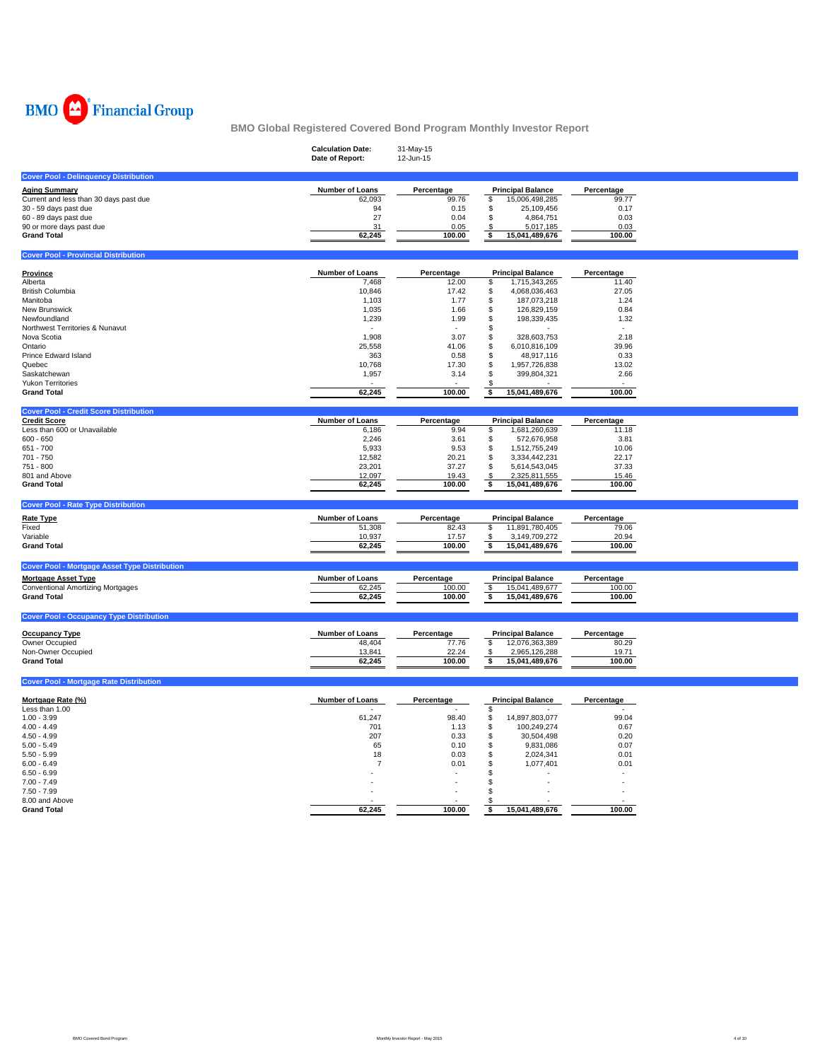BMO Financial Group

# BMO Global Registered Covered Bond Program Monthly Investor Report

**Calculation Date:** 31-May-15
**Date of Report:** 12-Jun-15

## Cover Pool - Delinquency Distribution

| Aging Summary | Number of Loans | Percentage | Principal Balance | Percentage |
|---|---|---|---|---|
| Current and less than 30 days past due | 62,093 | 99.76 | $ 15,006,498,285 | 99.77 |
| 30 - 59 days past due | 94 | 0.15 | $ 25,109,456 | 0.17 |
| 60 - 89 days past due | 27 | 0.04 | $ 4,864,751 | 0.03 |
| 90 or more days past due | 31 | 0.05 | $ 5,017,185 | 0.03 |
| **Grand Total** | **62,245** | **100.00** | **$ 15,041,489,676** | **100.00** |

## Cover Pool - Provincial Distribution

| Province | Number of Loans | Percentage | Principal Balance | Percentage |
|---|---|---|---|---|
| Alberta | 7,468 | 12.00 | $ 1,715,343,265 | 11.40 |
| British Columbia | 10,846 | 17.42 | $ 4,068,036,463 | 27.05 |
| Manitoba | 1,103 | 1.77 | $ 187,073,218 | 1.24 |
| New Brunswick | 1,035 | 1.66 | $ 126,829,159 | 0.84 |
| Newfoundland | 1,239 | 1.99 | $ 198,339,435 | 1.32 |
| Northwest Territories & Nunavut | - | - | $ - | - |
| Nova Scotia | 1,908 | 3.07 | $ 328,603,753 | 2.18 |
| Ontario | 25,558 | 41.06 | $ 6,010,816,109 | 39.96 |
| Prince Edward Island | 363 | 0.58 | $ 48,917,116 | 0.33 |
| Quebec | 10,768 | 17.30 | $ 1,957,726,838 | 13.02 |
| Saskatchewan | 1,957 | 3.14 | $ 399,804,321 | 2.66 |
| Yukon Territories | - | - | $ - | - |
| **Grand Total** | **62,245** | **100.00** | **$ 15,041,489,676** | **100.00** |

## Cover Pool - Credit Score Distribution

| Credit Score | Number of Loans | Percentage | Principal Balance | Percentage |
|---|---|---|---|---|
| Less than 600 or Unavailable | 6,186 | 9.94 | $ 1,681,260,639 | 11.18 |
| 600 - 650 | 2,246 | 3.61 | $ 572,676,958 | 3.81 |
| 651 - 700 | 5,933 | 9.53 | $ 1,512,755,249 | 10.06 |
| 701 - 750 | 12,582 | 20.21 | $ 3,334,442,231 | 22.17 |
| 751 - 800 | 23,201 | 37.27 | $ 5,614,543,045 | 37.33 |
| 801 and Above | 12,097 | 19.43 | $ 2,325,811,555 | 15.46 |
| **Grand Total** | **62,245** | **100.00** | **$ 15,041,489,676** | **100.00** |

## Cover Pool - Rate Type Distribution

| Rate Type | Number of Loans | Percentage | Principal Balance | Percentage |
|---|---|---|---|---|
| Fixed | 51,308 | 82.43 | $ 11,891,780,405 | 79.06 |
| Variable | 10,937 | 17.57 | $ 3,149,709,272 | 20.94 |
| **Grand Total** | **62,245** | **100.00** | **$ 15,041,489,676** | **100.00** |

## Cover Pool - Mortgage Asset Type Distribution

| Mortgage Asset Type | Number of Loans | Percentage | Principal Balance | Percentage |
|---|---|---|---|---|
| Conventional Amortizing Mortgages | 62,245 | 100.00 | $ 15,041,489,677 | 100.00 |
| **Grand Total** | **62,245** | **100.00** | **$ 15,041,489,676** | **100.00** |

## Cover Pool - Occupancy Type Distribution

| Occupancy Type | Number of Loans | Percentage | Principal Balance | Percentage |
|---|---|---|---|---|
| Owner Occupied | 48,404 | 77.76 | $ 12,076,363,389 | 80.29 |
| Non-Owner Occupied | 13,841 | 22.24 | $ 2,965,126,288 | 19.71 |
| **Grand Total** | **62,245** | **100.00** | **$ 15,041,489,676** | **100.00** |

## Cover Pool - Mortgage Rate Distribution

| Mortgage Rate (%) | Number of Loans | Percentage | Principal Balance | Percentage |
|---|---|---|---|---|
| Less than 1.00 | - | - | $ - | - |
| 1.00 - 3.99 | 61,247 | 98.40 | $ 14,897,803,077 | 99.04 |
| 4.00 - 4.49 | 701 | 1.13 | $ 100,249,274 | 0.67 |
| 4.50 - 4.99 | 207 | 0.33 | $ 30,504,498 | 0.20 |
| 5.00 - 5.49 | 65 | 0.10 | $ 9,831,086 | 0.07 |
| 5.50 - 5.99 | 18 | 0.03 | $ 2,024,341 | 0.01 |
| 6.00 - 6.49 | 7 | 0.01 | $ 1,077,401 | 0.01 |
| 6.50 - 6.99 | - | - | $ - | - |
| 7.00 - 7.49 | - | - | $ - | - |
| 7.50 - 7.99 | - | - | $ - | - |
| 8.00 and Above | - | - | $ - | - |
| **Grand Total** | **62,245** | **100.00** | **$ 15,041,489,676** | **100.00** |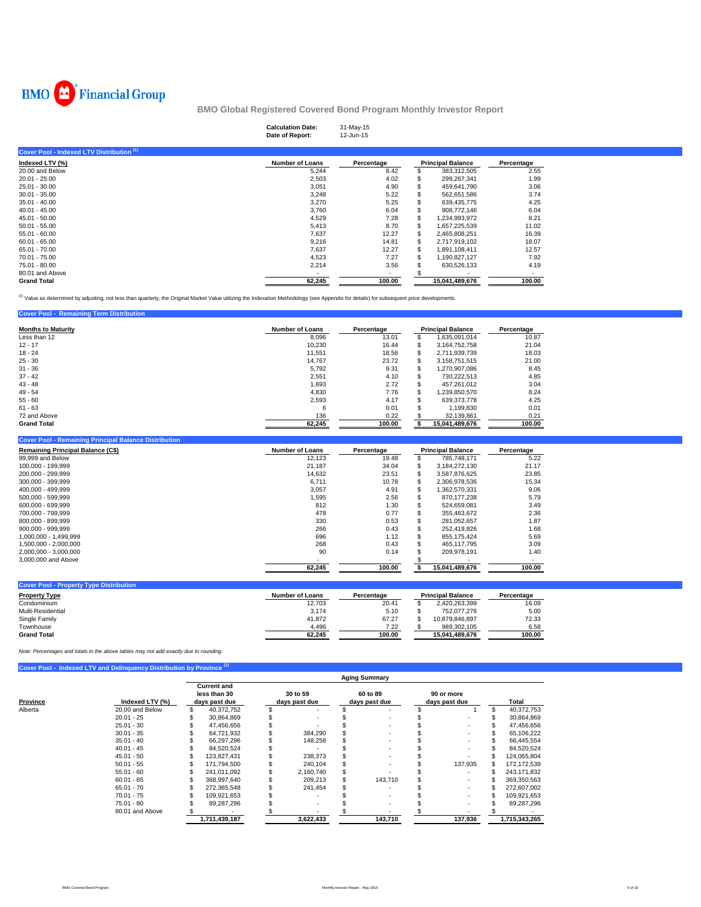# BMO Financial Group

## BMO Global Registered Covered Bond Program Monthly Investor Report

| | |
|---|---|
| **Calculation Date:** | 31-May-15 |
| **Date of Report:** | 12-Jun-15 |

### Cover Pool - Indexed LTV Distribution [1]

| Indexed LTV (%) | Number of Loans | Percentage | Principal Balance | Percentage |
|---|---|---|---|---|
| 20.00 and Below | 5,244 | 8.42 | $ 383,312,505 | 2.55 |
| 20.01 - 25.00 | 2,503 | 4.02 | $ 299,267,341 | 1.99 |
| 25.01 - 30.00 | 3,051 | 4.90 | $ 459,641,790 | 3.06 |
| 30.01 - 35.00 | 3,248 | 5.22 | $ 562,651,586 | 3.74 |
| 35.01 - 40.00 | 3,270 | 5.25 | $ 639,435,775 | 4.25 |
| 40.01 - 45.00 | 3,760 | 6.04 | $ 908,772,146 | 6.04 |
| 45.01 - 50.00 | 4,529 | 7.28 | $ 1,234,993,972 | 8.21 |
| 50.01 - 55.00 | 5,413 | 8.70 | $ 1,657,225,539 | 11.02 |
| 55.01 - 60.00 | 7,637 | 12.27 | $ 2,465,808,251 | 16.39 |
| 60.01 - 65.00 | 9,216 | 14.81 | $ 2,717,919,102 | 18.07 |
| 65.01 - 70.00 | 7,637 | 12.27 | $ 1,891,108,411 | 12.57 |
| 70.01 - 75.00 | 4,523 | 7.27 | $ 1,190,827,127 | 7.92 |
| 75.01 - 80.00 | 2,214 | 3.56 | $ 630,526,133 | 4.19 |
| 80.01 and Above | - | - | $ - | - |
| **Grand Total** | **62,245** | **100.00** | **15,041,489,676** | **100.00** |

[1] Value as determined by adjusting, not less than quarterly, the Original Market Value utilizing the Indexation Methodology (see Appendix for details) for subsequent price developments.

### Cover Pool - Remaining Term Distribution

| Months to Maturity | Number of Loans | Percentage | Principal Balance | Percentage |
|---|---|---|---|---|
| Less than 12 | 8,096 | 13.01 | $ 1,635,091,014 | 10.87 |
| 12 - 17 | 10,230 | 16.44 | $ 3,164,752,758 | 21.04 |
| 18 - 24 | 11,551 | 18.56 | $ 2,711,939,739 | 18.03 |
| 25 - 30 | 14,767 | 23.72 | $ 3,158,751,515 | 21.00 |
| 31 - 36 | 5,792 | 9.31 | $ 1,270,907,086 | 8.45 |
| 37 - 42 | 2,551 | 4.10 | $ 730,222,513 | 4.85 |
| 43 - 48 | 1,693 | 2.72 | $ 457,261,012 | 3.04 |
| 49 - 54 | 4,830 | 7.76 | $ 1,239,850,570 | 8.24 |
| 55 - 60 | 2,593 | 4.17 | $ 639,373,778 | 4.25 |
| 61 - 63 | 6 | 0.01 | $ 1,199,830 | 0.01 |
| 72 and Above | 136 | 0.22 | $ 32,139,861 | 0.21 |
| **Grand Total** | **62,245** | **100.00** | **$ 15,041,489,676** | **100.00** |

### Cover Pool - Remaining Principal Balance Distribution

| Remaining Principal Balance (C$) | Number of Loans | Percentage | Principal Balance | Percentage |
|---|---|---|---|---|
| 99,999 and Below | 12,123 | 19.48 | $ 785,748,171 | 5.22 |
| 100,000 - 199,999 | 21,187 | 34.04 | $ 3,184,272,130 | 21.17 |
| 200,000 - 299,999 | 14,632 | 23.51 | $ 3,587,876,625 | 23.85 |
| 300,000 - 399,999 | 6,711 | 10.78 | $ 2,306,978,536 | 15.34 |
| 400,000 - 499,999 | 3,057 | 4.91 | $ 1,362,570,331 | 9.06 |
| 500,000 - 599,999 | 1,595 | 2.56 | $ 870,177,238 | 5.79 |
| 600,000 - 699,999 | 812 | 1.30 | $ 524,659,081 | 3.49 |
| 700,000 - 799,999 | 478 | 0.77 | $ 355,463,672 | 2.36 |
| 800,000 - 899,999 | 330 | 0.53 | $ 281,052,657 | 1.87 |
| 900,000 - 999,999 | 266 | 0.43 | $ 252,419,826 | 1.68 |
| 1,000,000 - 1,499,999 | 696 | 1.12 | $ 855,175,424 | 5.69 |
| 1,500,000 - 2,000,000 | 268 | 0.43 | $ 465,117,795 | 3.09 |
| 2,000,000 - 3,000,000 | 90 | 0.14 | $ 209,978,191 | 1.40 |
| 3,000,000 and Above | - | - | $ - | - |
| | **62,245** | **100.00** | **$ 15,041,489,676** | **100.00** |

### Cover Pool - Property Type Distribution

| Property Type | Number of Loans | Percentage | Principal Balance | Percentage |
|---|---|---|---|---|
| Condominium | 12,703 | 20.41 | $ 2,420,263,399 | 16.09 |
| Multi-Residential | 3,174 | 5.10 | $ 752,077,276 | 5.00 |
| Single Family | 41,872 | 67.27 | $ 10,879,846,897 | 72.33 |
| Townhouse | 4,496 | 7.22 | $ 989,302,105 | 6.58 |
| **Grand Total** | **62,245** | **100.00** | **15,041,489,676** | **100.00** |

*Note: Percentages and totals in the above tables may not add exactly due to rounding.*

### Cover Pool - Indexed LTV and Delinquency Distribution by Province [1]

| | | Aging Summary | | | | |
|---|---|---|---|---|---|---|
| **Province** | **Indexed LTV (%)** | **Current and less than 30 days past due** | **30 to 59 days past due** | **60 to 89 days past due** | **90 or more days past due** | **Total** |
| Alberta | 20.00 and Below | $ 40,372,752 | $ - | $ - | $ 1 | $ 40,372,753 |
| | 20.01 - 25 | $ 30,864,869 | $ - | $ - | $ - | $ 30,864,869 |
| | 25.01 - 30 | $ 47,456,656 | $ - | $ - | $ - | $ 47,456,656 |
| | 30.01 - 35 | $ 64,721,932 | $ 384,290 | $ - | $ - | $ 65,106,222 |
| | 35.01 - 40 | $ 66,297,296 | $ 148,258 | $ - | $ - | $ 66,445,554 |
| | 40.01 - 45 | $ 84,520,524 | $ - | $ - | $ - | $ 84,520,524 |
| | 45.01 - 50 | $ 123,827,431 | $ 238,373 | $ - | $ - | $ 124,065,804 |
| | 50.01 - 55 | $ 171,794,500 | $ 240,104 | $ - | $ 137,935 | $ 172,172,539 |
| | 55.01 - 60 | $ 241,011,092 | $ 2,160,740 | $ - | $ - | $ 243,171,832 |
| | 60.01 - 65 | $ 368,997,640 | $ 209,213 | $ 143,710 | $ - | $ 369,350,563 |
| | 65.01 - 70 | $ 272,365,548 | $ 241,454 | $ - | $ - | $ 272,607,002 |
| | 70.01 - 75 | $ 109,921,653 | $ - | $ - | $ - | $ 109,921,653 |
| | 75.01 - 80 | $ 89,287,296 | $ - | $ - | $ - | $ 89,287,296 |
| | 80.01 and Above | $ - | $ - | $ - | $ - | $ - |
| | | **1,711,439,187** | **3,622,433** | **143,710** | **137,936** | **1,715,343,265** |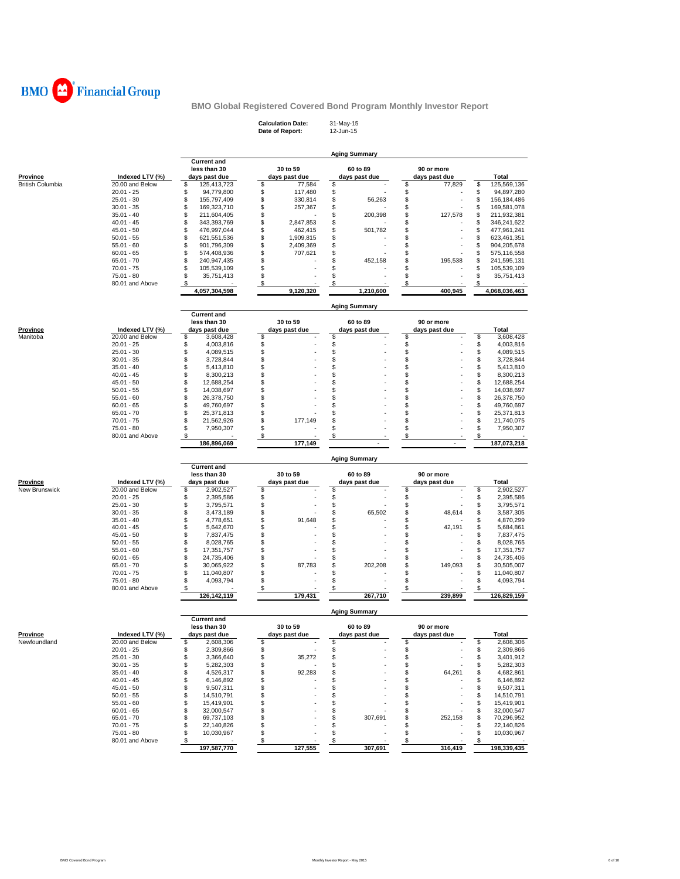BMO Financial Group

## BMO Global Registered Covered Bond Program Monthly Investor Report

**Calculation Date:** 31-May-15
**Date of Report:** 12-Jun-15

### Aging Summary

| Province | Indexed LTV (%) | Current and less than 30 days past due | 30 to 59 days past due | 60 to 89 days past due | 90 or more days past due | Total |
|---|---|---|---|---|---|---|
| British Columbia | 20.00 and Below | $ 125,413,723 | $ 77,584 | $ - | $ 77,829 | $ 125,569,136 |
| | 20.01 - 25 | $ 94,779,800 | $ 117,480 | $ - | $ - | $ 94,897,280 |
| | 25.01 - 30 | $ 155,797,409 | $ 330,814 | $ 56,263 | $ - | $ 156,184,486 |
| | 30.01 - 35 | $ 169,323,710 | $ 257,367 | $ - | $ - | $ 169,581,078 |
| | 35.01 - 40 | $ 211,604,405 | $ - | $ 200,398 | $ 127,578 | $ 211,932,381 |
| | 40.01 - 45 | $ 343,393,769 | $ 2,847,853 | $ - | $ - | $ 346,241,622 |
| | 45.01 - 50 | $ 476,997,044 | $ 462,415 | $ 501,782 | $ - | $ 477,961,241 |
| | 50.01 - 55 | $ 621,551,536 | $ 1,909,815 | $ - | $ - | $ 623,461,351 |
| | 55.01 - 60 | $ 901,796,309 | $ 2,409,369 | $ - | $ - | $ 904,205,678 |
| | 60.01 - 65 | $ 574,408,936 | $ 707,621 | $ - | $ - | $ 575,116,558 |
| | 65.01 - 70 | $ 240,947,435 | $ - | $ 452,158 | $ 195,538 | $ 241,595,131 |
| | 70.01 - 75 | $ 105,539,109 | $ - | $ - | $ - | $ 105,539,109 |
| | 75.01 - 80 | $ 35,751,413 | $ - | $ - | $ - | $ 35,751,413 |
| | 80.01 and Above | $ - | $ - | $ - | $ - | $ - |
| | | 4,057,304,598 | 9,120,320 | 1,210,600 | 400,945 | 4,068,036,463 |

### Aging Summary

| Province | Indexed LTV (%) | Current and less than 30 days past due | 30 to 59 days past due | 60 to 89 days past due | 90 or more days past due | Total |
|---|---|---|---|---|---|---|
| Manitoba | 20.00 and Below | $ 3,608,428 | $ - | $ - | $ - | $ 3,608,428 |
| | 20.01 - 25 | $ 4,003,816 | $ - | $ - | $ - | $ 4,003,816 |
| | 25.01 - 30 | $ 4,089,515 | $ - | $ - | $ - | $ 4,089,515 |
| | 30.01 - 35 | $ 3,728,844 | $ - | $ - | $ - | $ 3,728,844 |
| | 35.01 - 40 | $ 5,413,810 | $ - | $ - | $ - | $ 5,413,810 |
| | 40.01 - 45 | $ 8,300,213 | $ - | $ - | $ - | $ 8,300,213 |
| | 45.01 - 50 | $ 12,688,254 | $ - | $ - | $ - | $ 12,688,254 |
| | 50.01 - 55 | $ 14,038,697 | $ - | $ - | $ - | $ 14,038,697 |
| | 55.01 - 60 | $ 26,378,750 | $ - | $ - | $ - | $ 26,378,750 |
| | 60.01 - 65 | $ 49,760,697 | $ - | $ - | $ - | $ 49,760,697 |
| | 65.01 - 70 | $ 25,371,813 | $ - | $ - | $ - | $ 25,371,813 |
| | 70.01 - 75 | $ 21,562,926 | $ 177,149 | $ - | $ - | $ 21,740,075 |
| | 75.01 - 80 | $ 7,950,307 | $ - | $ - | $ - | $ 7,950,307 |
| | 80.01 and Above | $ - | $ - | $ - | $ - | $ - |
| | | 186,896,069 | 177,149 | - | - | 187,073,218 |

### Aging Summary

| Province | Indexed LTV (%) | Current and less than 30 days past due | 30 to 59 days past due | 60 to 89 days past due | 90 or more days past due | Total |
|---|---|---|---|---|---|---|
| New Brunswick | 20.00 and Below | $ 2,902,527 | $ - | $ - | $ - | $ 2,902,527 |
| | 20.01 - 25 | $ 2,395,586 | $ - | $ - | $ - | $ 2,395,586 |
| | 25.01 - 30 | $ 3,795,571 | $ - | $ - | $ - | $ 3,795,571 |
| | 30.01 - 35 | $ 3,473,189 | $ - | $ 65,502 | $ 48,614 | $ 3,587,305 |
| | 35.01 - 40 | $ 4,778,651 | $ 91,648 | $ - | $ - | $ 4,870,299 |
| | 40.01 - 45 | $ 5,642,670 | $ - | $ - | $ 42,191 | $ 5,684,861 |
| | 45.01 - 50 | $ 7,837,475 | $ - | $ - | $ - | $ 7,837,475 |
| | 50.01 - 55 | $ 8,028,765 | $ - | $ - | $ - | $ 8,028,765 |
| | 55.01 - 60 | $ 17,351,757 | $ - | $ - | $ - | $ 17,351,757 |
| | 60.01 - 65 | $ 24,735,406 | $ - | $ - | $ - | $ 24,735,406 |
| | 65.01 - 70 | $ 30,065,922 | $ 87,783 | $ 202,208 | $ 149,093 | $ 30,505,007 |
| | 70.01 - 75 | $ 11,040,807 | $ - | $ - | $ - | $ 11,040,807 |
| | 75.01 - 80 | $ 4,093,794 | $ - | $ - | $ - | $ 4,093,794 |
| | 80.01 and Above | $ - | $ - | $ - | $ - | $ - |
| | | 126,142,119 | 179,431 | 267,710 | 239,899 | 126,829,159 |

### Aging Summary

| Province | Indexed LTV (%) | Current and less than 30 days past due | 30 to 59 days past due | 60 to 89 days past due | 90 or more days past due | Total |
|---|---|---|---|---|---|---|
| Newfoundland | 20.00 and Below | $ 2,608,306 | $ - | $ - | $ - | $ 2,608,306 |
| | 20.01 - 25 | $ 2,309,866 | $ - | $ - | $ - | $ 2,309,866 |
| | 25.01 - 30 | $ 3,366,640 | $ 35,272 | $ - | $ - | $ 3,401,912 |
| | 30.01 - 35 | $ 5,282,303 | $ - | $ - | $ - | $ 5,282,303 |
| | 35.01 - 40 | $ 4,526,317 | $ 92,283 | $ - | $ 64,261 | $ 4,682,861 |
| | 40.01 - 45 | $ 6,146,892 | $ - | $ - | $ - | $ 6,146,892 |
| | 45.01 - 50 | $ 9,507,311 | $ - | $ - | $ - | $ 9,507,311 |
| | 50.01 - 55 | $ 14,510,791 | $ - | $ - | $ - | $ 14,510,791 |
| | 55.01 - 60 | $ 15,419,901 | $ - | $ - | $ - | $ 15,419,901 |
| | 60.01 - 65 | $ 32,000,547 | $ - | $ - | $ - | $ 32,000,547 |
| | 65.01 - 70 | $ 69,737,103 | $ - | $ 307,691 | $ 252,158 | $ 70,296,952 |
| | 70.01 - 75 | $ 22,140,826 | $ - | $ - | $ - | $ 22,140,826 |
| | 75.01 - 80 | $ 10,030,967 | $ - | $ - | $ - | $ 10,030,967 |
| | 80.01 and Above | $ - | $ - | $ - | $ - | $ - |
| | | 197,587,770 | 127,555 | 307,691 | 316,419 | 198,339,435 |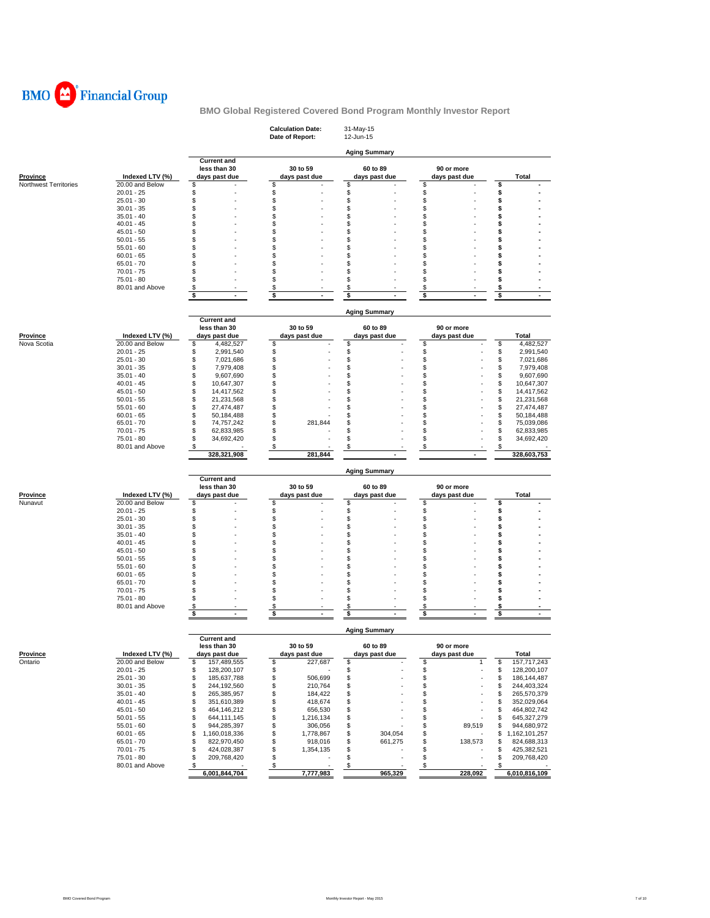# BMO Financial Group

## BMO Global Registered Covered Bond Program Monthly Investor Report

**Calculation Date:** 31-May-15
**Date of Report:** 12-Jun-15

### Aging Summary

| Province | Indexed LTV (%) | Current and less than 30 days past due | 30 to 59 days past due | 60 to 89 days past due | 90 or more days past due | Total |
|---|---|---|---|---|---|---|
| Northwest Territories | 20.00 and Below | $ - | $ - | $ - | $ - | $ - |
| | 20.01 - 25 | $ - | $ - | $ - | $ - | $ - |
| | 25.01 - 30 | $ - | $ - | $ - | $ - | $ - |
| | 30.01 - 35 | $ - | $ - | $ - | $ - | $ - |
| | 35.01 - 40 | $ - | $ - | $ - | $ - | $ - |
| | 40.01 - 45 | $ - | $ - | $ - | $ - | $ - |
| | 45.01 - 50 | $ - | $ - | $ - | $ - | $ - |
| | 50.01 - 55 | $ - | $ - | $ - | $ - | $ - |
| | 55.01 - 60 | $ - | $ - | $ - | $ - | $ - |
| | 60.01 - 65 | $ - | $ - | $ - | $ - | $ - |
| | 65.01 - 70 | $ - | $ - | $ - | $ - | $ - |
| | 70.01 - 75 | $ - | $ - | $ - | $ - | $ - |
| | 75.01 - 80 | $ - | $ - | $ - | $ - | $ - |
| | 80.01 and Above | $ - | $ - | $ - | $ - | $ - |
| | | $ - | $ - | $ - | $ - | $ - |

### Aging Summary

| Province | Indexed LTV (%) | Current and less than 30 days past due | 30 to 59 days past due | 60 to 89 days past due | 90 or more days past due | Total |
|---|---|---|---|---|---|---|
| Nova Scotia | 20.00 and Below | $ 4,482,527 | $ - | $ - | $ - | $ 4,482,527 |
| | 20.01 - 25 | $ 2,991,540 | $ - | $ - | $ - | $ 2,991,540 |
| | 25.01 - 30 | $ 7,021,686 | $ - | $ - | $ - | $ 7,021,686 |
| | 30.01 - 35 | $ 7,979,408 | $ - | $ - | $ - | $ 7,979,408 |
| | 35.01 - 40 | $ 9,607,690 | $ - | $ - | $ - | $ 9,607,690 |
| | 40.01 - 45 | $ 10,647,307 | $ - | $ - | $ - | $ 10,647,307 |
| | 45.01 - 50 | $ 14,417,562 | $ - | $ - | $ - | $ 14,417,562 |
| | 50.01 - 55 | $ 21,231,568 | $ - | $ - | $ - | $ 21,231,568 |
| | 55.01 - 60 | $ 27,474,487 | $ - | $ - | $ - | $ 27,474,487 |
| | 60.01 - 65 | $ 50,184,488 | $ - | $ - | $ - | $ 50,184,488 |
| | 65.01 - 70 | $ 74,757,242 | $ 281,844 | $ - | $ - | $ 75,039,086 |
| | 70.01 - 75 | $ 62,833,985 | $ - | $ - | $ - | $ 62,833,985 |
| | 75.01 - 80 | $ 34,692,420 | $ - | $ - | $ - | $ 34,692,420 |
| | 80.01 and Above | $ - | $ - | $ - | $ - | $ - |
| | | 328,321,908 | 281,844 | - | - | 328,603,753 |

### Aging Summary

| Province | Indexed LTV (%) | Current and less than 30 days past due | 30 to 59 days past due | 60 to 89 days past due | 90 or more days past due | Total |
|---|---|---|---|---|---|---|
| Nunavut | 20.00 and Below | $ - | $ - | $ - | $ - | $ - |
| | 20.01 - 25 | $ - | $ - | $ - | $ - | $ - |
| | 25.01 - 30 | $ - | $ - | $ - | $ - | $ - |
| | 30.01 - 35 | $ - | $ - | $ - | $ - | $ - |
| | 35.01 - 40 | $ - | $ - | $ - | $ - | $ - |
| | 40.01 - 45 | $ - | $ - | $ - | $ - | $ - |
| | 45.01 - 50 | $ - | $ - | $ - | $ - | $ - |
| | 50.01 - 55 | $ - | $ - | $ - | $ - | $ - |
| | 55.01 - 60 | $ - | $ - | $ - | $ - | $ - |
| | 60.01 - 65 | $ - | $ - | $ - | $ - | $ - |
| | 65.01 - 70 | $ - | $ - | $ - | $ - | $ - |
| | 70.01 - 75 | $ - | $ - | $ - | $ - | $ - |
| | 75.01 - 80 | $ - | $ - | $ - | $ - | $ - |
| | 80.01 and Above | $ - | $ - | $ - | $ - | $ - |
| | | $ - | $ - | $ - | $ - | $ - |

### Aging Summary

| Province | Indexed LTV (%) | Current and less than 30 days past due | 30 to 59 days past due | 60 to 89 days past due | 90 or more days past due | Total |
|---|---|---|---|---|---|---|
| Ontario | 20.00 and Below | $ 157,489,555 | $ 227,687 | $ - | $ 1 | $ 157,717,243 |
| | 20.01 - 25 | $ 128,200,107 | $ - | $ - | $ - | $ 128,200,107 |
| | 25.01 - 30 | $ 185,637,788 | $ 506,699 | $ - | $ - | $ 186,144,487 |
| | 30.01 - 35 | $ 244,192,560 | $ 210,764 | $ - | $ - | $ 244,403,324 |
| | 35.01 - 40 | $ 265,385,957 | $ 184,422 | $ - | $ - | $ 265,570,379 |
| | 40.01 - 45 | $ 351,610,389 | $ 418,674 | $ - | $ - | $ 352,029,064 |
| | 45.01 - 50 | $ 464,146,212 | $ 656,530 | $ - | $ - | $ 464,802,742 |
| | 50.01 - 55 | $ 644,111,145 | $ 1,216,134 | $ - | $ - | $ 645,327,279 |
| | 55.01 - 60 | $ 944,285,397 | $ 306,056 | $ - | $ 89,519 | $ 944,680,972 |
| | 60.01 - 65 | $ 1,160,018,336 | $ 1,778,867 | $ 304,054 | $ - | $ 1,162,101,257 |
| | 65.01 - 70 | $ 822,970,450 | $ 918,016 | $ 661,275 | $ 138,573 | $ 824,688,313 |
| | 70.01 - 75 | $ 424,028,387 | $ 1,354,135 | $ - | $ - | $ 425,382,521 |
| | 75.01 - 80 | $ 209,768,420 | $ - | $ - | $ - | $ 209,768,420 |
| | 80.01 and Above | $ - | $ - | $ - | $ - | $ - |
| | | 6,001,844,704 | 7,777,983 | 965,329 | 228,092 | 6,010,816,109 |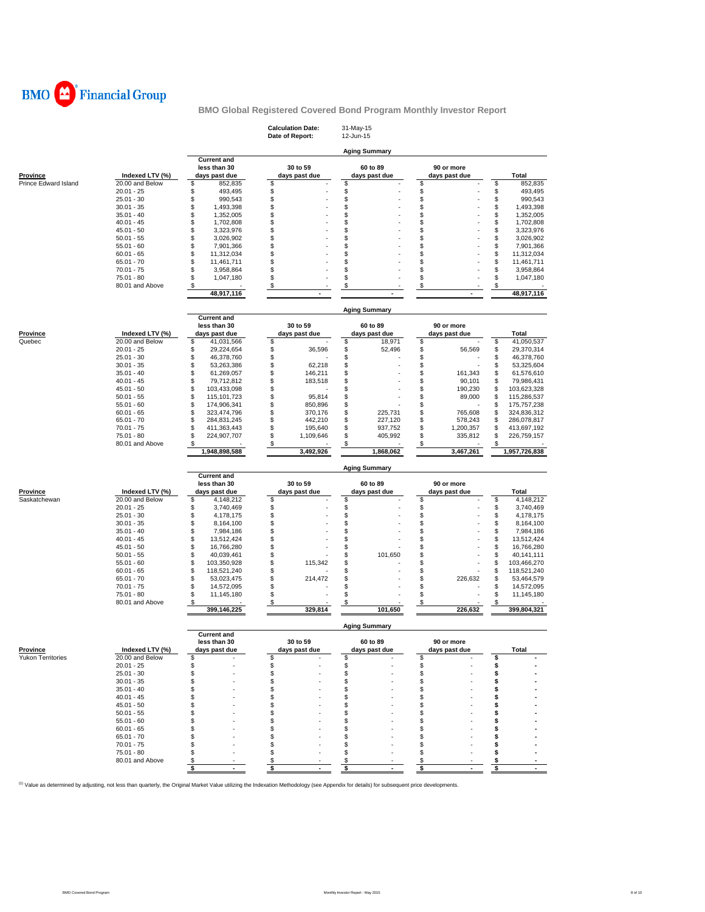BMO Financial Group

## BMO Global Registered Covered Bond Program Monthly Investor Report

**Calculation Date:** 31-May-15
**Date of Report:** 12-Jun-15

### Aging Summary

| Province | Indexed LTV (%) | Current and less than 30 days past due | 30 to 59 days past due | 60 to 89 days past due | 90 or more days past due | Total |
|---|---|---|---|---|---|---|
| Prince Edward Island | 20.00 and Below | $ 852,835 | $ - | $ - | $ - | $ 852,835 |
| | 20.01 - 25 | $ 493,495 | $ - | $ - | $ - | $ 493,495 |
| | 25.01 - 30 | $ 990,543 | $ - | $ - | $ - | $ 990,543 |
| | 30.01 - 35 | $ 1,493,398 | $ - | $ - | $ - | $ 1,493,398 |
| | 35.01 - 40 | $ 1,352,005 | $ - | $ - | $ - | $ 1,352,005 |
| | 40.01 - 45 | $ 1,702,808 | $ - | $ - | $ - | $ 1,702,808 |
| | 45.01 - 50 | $ 3,323,976 | $ - | $ - | $ - | $ 3,323,976 |
| | 50.01 - 55 | $ 3,026,902 | $ - | $ - | $ - | $ 3,026,902 |
| | 55.01 - 60 | $ 7,901,366 | $ - | $ - | $ - | $ 7,901,366 |
| | 60.01 - 65 | $ 11,312,034 | $ - | $ - | $ - | $ 11,312,034 |
| | 65.01 - 70 | $ 11,461,711 | $ - | $ - | $ - | $ 11,461,711 |
| | 70.01 - 75 | $ 3,958,864 | $ - | $ - | $ - | $ 3,958,864 |
| | 75.01 - 80 | $ 1,047,180 | $ - | $ - | $ - | $ 1,047,180 |
| | 80.01 and Above | $ - | $ - | $ - | $ - | $ - |
| | | 48,917,116 | - | - | - | 48,917,116 |

### Aging Summary

| Province | Indexed LTV (%) | Current and less than 30 days past due | 30 to 59 days past due | 60 to 89 days past due | 90 or more days past due | Total |
|---|---|---|---|---|---|---|
| Quebec | 20.00 and Below | $ 41,031,566 | $ - | $ 18,971 | $ - | $ 41,050,537 |
| | 20.01 - 25 | $ 29,224,654 | $ 36,596 | $ 52,496 | $ 56,569 | $ 29,370,314 |
| | 25.01 - 30 | $ 46,378,760 | $ - | $ - | $ - | $ 46,378,760 |
| | 30.01 - 35 | $ 53,263,386 | $ 62,218 | $ - | $ - | $ 53,325,604 |
| | 35.01 - 40 | $ 61,269,057 | $ 146,211 | $ - | $ 161,343 | $ 61,576,610 |
| | 40.01 - 45 | $ 79,712,812 | $ 183,518 | $ - | $ 90,101 | $ 79,986,431 |
| | 45.01 - 50 | $ 103,433,098 | $ - | $ - | $ 190,230 | $ 103,623,328 |
| | 50.01 - 55 | $ 115,101,723 | $ 95,814 | $ - | $ 89,000 | $ 115,286,537 |
| | 55.01 - 60 | $ 174,906,341 | $ 850,896 | $ - | $ - | $ 175,757,238 |
| | 60.01 - 65 | $ 323,474,796 | $ 370,176 | $ 225,731 | $ 765,608 | $ 324,836,312 |
| | 65.01 - 70 | $ 284,831,245 | $ 442,210 | $ 227,120 | $ 578,243 | $ 286,078,817 |
| | 70.01 - 75 | $ 411,363,443 | $ 195,640 | $ 937,752 | $ 1,200,357 | $ 413,697,192 |
| | 75.01 - 80 | $ 224,907,707 | $ 1,109,646 | $ 405,992 | $ 335,812 | $ 226,759,157 |
| | 80.01 and Above | $ - | $ - | $ - | $ - | $ - |
| | | 1,948,898,588 | 3,492,926 | 1,868,062 | 3,467,261 | 1,957,726,838 |

### Aging Summary

| Province | Indexed LTV (%) | Current and less than 30 days past due | 30 to 59 days past due | 60 to 89 days past due | 90 or more days past due | Total |
|---|---|---|---|---|---|---|
| Saskatchewan | 20.00 and Below | $ 4,148,212 | $ - | $ - | $ - | $ 4,148,212 |
| | 20.01 - 25 | $ 3,740,469 | $ - | $ - | $ - | $ 3,740,469 |
| | 25.01 - 30 | $ 4,178,175 | $ - | $ - | $ - | $ 4,178,175 |
| | 30.01 - 35 | $ 8,164,100 | $ - | $ - | $ - | $ 8,164,100 |
| | 35.01 - 40 | $ 7,984,186 | $ - | $ - | $ - | $ 7,984,186 |
| | 40.01 - 45 | $ 13,512,424 | $ - | $ - | $ - | $ 13,512,424 |
| | 45.01 - 50 | $ 16,766,280 | $ - | $ - | $ - | $ 16,766,280 |
| | 50.01 - 55 | $ 40,039,461 | $ - | $ 101,650 | $ - | $ 40,141,111 |
| | 55.01 - 60 | $ 103,350,928 | $ 115,342 | $ - | $ - | $ 103,466,270 |
| | 60.01 - 65 | $ 118,521,240 | $ - | $ - | $ - | $ 118,521,240 |
| | 65.01 - 70 | $ 53,023,475 | $ 214,472 | $ - | $ 226,632 | $ 53,464,579 |
| | 70.01 - 75 | $ 14,572,095 | $ - | $ - | $ - | $ 14,572,095 |
| | 75.01 - 80 | $ 11,145,180 | $ - | $ - | $ - | $ 11,145,180 |
| | 80.01 and Above | $ - | $ - | $ - | $ - | $ - |
| | | 399,146,225 | 329,814 | 101,650 | 226,632 | 399,804,321 |

### Aging Summary

| Province | Indexed LTV (%) | Current and less than 30 days past due | 30 to 59 days past due | 60 to 89 days past due | 90 or more days past due | Total |
|---|---|---|---|---|---|---|
| Yukon Territories | 20.00 and Below | $ - | $ - | $ - | $ - | $ - |
| | 20.01 - 25 | $ - | $ - | $ - | $ - | $ - |
| | 25.01 - 30 | $ - | $ - | $ - | $ - | $ - |
| | 30.01 - 35 | $ - | $ - | $ - | $ - | $ - |
| | 35.01 - 40 | $ - | $ - | $ - | $ - | $ - |
| | 40.01 - 45 | $ - | $ - | $ - | $ - | $ - |
| | 45.01 - 50 | $ - | $ - | $ - | $ - | $ - |
| | 50.01 - 55 | $ - | $ - | $ - | $ - | $ - |
| | 55.01 - 60 | $ - | $ - | $ - | $ - | $ - |
| | 60.01 - 65 | $ - | $ - | $ - | $ - | $ - |
| | 65.01 - 70 | $ - | $ - | $ - | $ - | $ - |
| | 70.01 - 75 | $ - | $ - | $ - | $ - | $ - |
| | 75.01 - 80 | $ - | $ - | $ - | $ - | $ - |
| | 80.01 and Above | $ - | $ - | $ - | $ - | $ - |
| | | $ - | $ - | $ - | $ - | $ - |

[1] Value as determined by adjusting, not less than quarterly, the Original Market Value utilizing the Indexation Methodology (see Appendix for details) for subsequent price developments.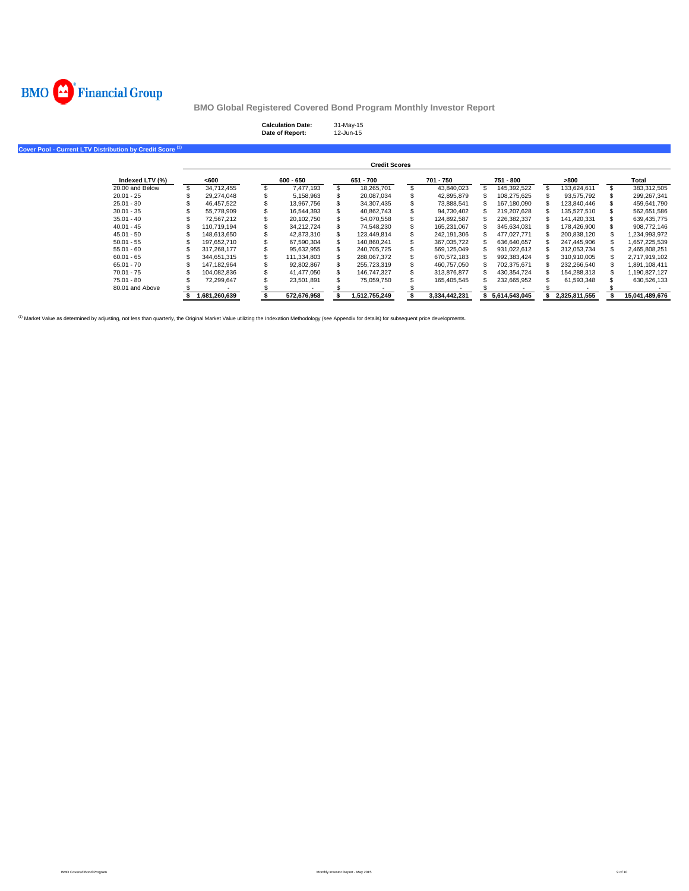BMO Financial Group

**BMO Global Registered Covered Bond Program Monthly Investor Report**

**Calculation Date:** 31-May-15
**Date of Report:** 12-Jun-15

## Cover Pool - Current LTV Distribution by Credit Score [(1)]

| | Credit Scores | | | | | | |
|---|---|---|---|---|---|---|---|
| **Indexed LTV (%)** | **<600** | **600 - 650** | **651 - 700** | **701 - 750** | **751 - 800** | **>800** | **Total** |
| 20.00 and Below | $ 34,712,455 | $ 7,477,193 | $ 18,265,701 | $ 43,840,023 | $ 145,392,522 | $ 133,624,611 | $ 383,312,505 |
| 20.01 - 25 | $ 29,274,048 | $ 5,158,963 | $ 20,087,034 | $ 42,895,879 | $ 108,275,625 | $ 93,575,792 | $ 299,267,341 |
| 25.01 - 30 | $ 46,457,522 | $ 13,967,756 | $ 34,307,435 | $ 73,888,541 | $ 167,180,090 | $ 123,840,446 | $ 459,641,790 |
| 30.01 - 35 | $ 55,778,909 | $ 16,544,393 | $ 40,862,743 | $ 94,730,402 | $ 219,207,628 | $ 135,527,510 | $ 562,651,586 |
| 35.01 - 40 | $ 72,567,212 | $ 20,102,750 | $ 54,070,558 | $ 124,892,587 | $ 226,382,337 | $ 141,420,331 | $ 639,435,775 |
| 40.01 - 45 | $ 110,719,194 | $ 34,212,724 | $ 74,548,230 | $ 165,231,067 | $ 345,634,031 | $ 178,426,900 | $ 908,772,146 |
| 45.01 - 50 | $ 148,613,650 | $ 42,873,310 | $ 123,449,814 | $ 242,191,306 | $ 477,027,771 | $ 200,838,120 | $ 1,234,993,972 |
| 50.01 - 55 | $ 197,652,710 | $ 67,590,304 | $ 140,860,241 | $ 367,035,722 | $ 636,640,657 | $ 247,445,906 | $ 1,657,225,539 |
| 55.01 - 60 | $ 317,268,177 | $ 95,632,955 | $ 240,705,725 | $ 569,125,049 | $ 931,022,612 | $ 312,053,734 | $ 2,465,808,251 |
| 60.01 - 65 | $ 344,651,315 | $ 111,334,803 | $ 288,067,372 | $ 670,572,183 | $ 992,383,424 | $ 310,910,005 | $ 2,717,919,102 |
| 65.01 - 70 | $ 147,182,964 | $ 92,802,867 | $ 255,723,319 | $ 460,757,050 | $ 702,375,671 | $ 232,266,540 | $ 1,891,108,411 |
| 70.01 - 75 | $ 104,082,836 | $ 41,477,050 | $ 146,747,327 | $ 313,876,877 | $ 430,354,724 | $ 154,288,313 | $ 1,190,827,127 |
| 75.01 - 80 | $ 72,299,647 | $ 23,501,891 | $ 75,059,750 | $ 165,405,545 | $ 232,665,952 | $ 61,593,348 | $ 630,526,133 |
| 80.01 and Above | $ - | $ - | $ - | $ - | $ - | $ - | $ - |
| | **$ 1,681,260,639** | **$ 572,676,958** | **$ 1,512,755,249** | **$ 3,334,442,231** | **$ 5,614,543,045** | **$ 2,325,811,555** | **$ 15,041,489,676** |

[(1)] Market Value as determined by adjusting, not less than quarterly, the Original Market Value utilizing the Indexation Methodology (see Appendix for details) for subsequent price developments.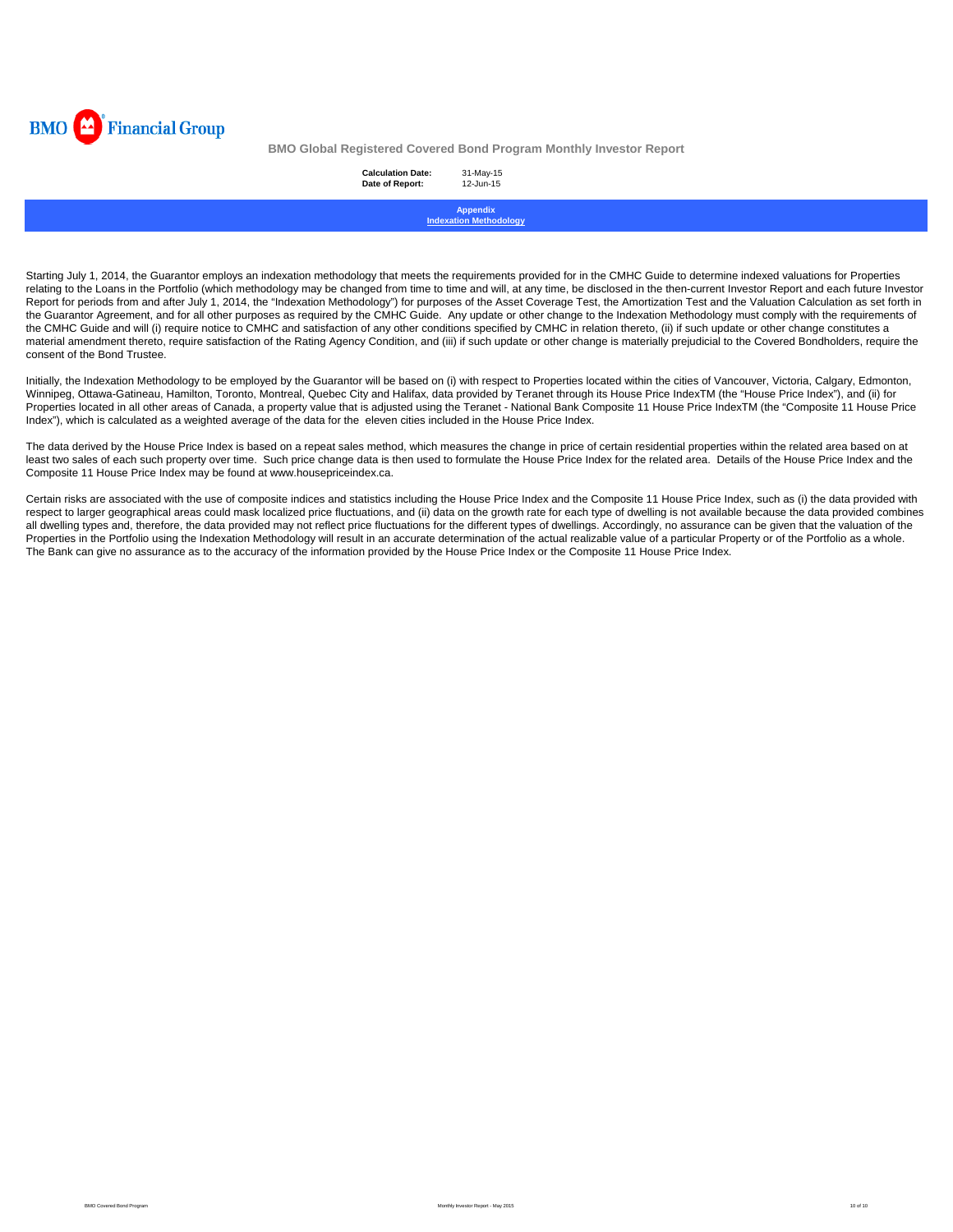BMO Financial Group

**BMO Global Registered Covered Bond Program Monthly Investor Report**

| | |
|---|---|
| **Calculation Date:** | 31-May-15 |
| **Date of Report:** | 12-Jun-15 |

## Appendix
### Indexation Methodology

Starting July 1, 2014, the Guarantor employs an indexation methodology that meets the requirements provided for in the CMHC Guide to determine indexed valuations for Properties relating to the Loans in the Portfolio (which methodology may be changed from time to time and will, at any time, be disclosed in the then-current Investor Report and each future Investor Report for periods from and after July 1, 2014, the "Indexation Methodology") for purposes of the Asset Coverage Test, the Amortization Test and the Valuation Calculation as set forth in the Guarantor Agreement, and for all other purposes as required by the CMHC Guide. Any update or other change to the Indexation Methodology must comply with the requirements of the CMHC Guide and will (i) require notice to CMHC and satisfaction of any other conditions specified by CMHC in relation thereto, (ii) if such update or other change constitutes a material amendment thereto, require satisfaction of the Rating Agency Condition, and (iii) if such update or other change is materially prejudicial to the Covered Bondholders, require the consent of the Bond Trustee.

Initially, the Indexation Methodology to be employed by the Guarantor will be based on (i) with respect to Properties located within the cities of Vancouver, Victoria, Calgary, Edmonton, Winnipeg, Ottawa-Gatineau, Hamilton, Toronto, Montreal, Quebec City and Halifax, data provided by Teranet through its House Price IndexTM (the "House Price Index"), and (ii) for Properties located in all other areas of Canada, a property value that is adjusted using the Teranet - National Bank Composite 11 House Price IndexTM (the "Composite 11 House Price Index"), which is calculated as a weighted average of the data for the eleven cities included in the House Price Index.

The data derived by the House Price Index is based on a repeat sales method, which measures the change in price of certain residential properties within the related area based on at least two sales of each such property over time. Such price change data is then used to formulate the House Price Index for the related area. Details of the House Price Index and the Composite 11 House Price Index may be found at www.housepriceindex.ca.

Certain risks are associated with the use of composite indices and statistics including the House Price Index and the Composite 11 House Price Index, such as (i) the data provided with respect to larger geographical areas could mask localized price fluctuations, and (ii) data on the growth rate for each type of dwelling is not available because the data provided combines all dwelling types and, therefore, the data provided may not reflect price fluctuations for the different types of dwellings. Accordingly, no assurance can be given that the valuation of the Properties in the Portfolio using the Indexation Methodology will result in an accurate determination of the actual realizable value of a particular Property or of the Portfolio as a whole. The Bank can give no assurance as to the accuracy of the information provided by the House Price Index or the Composite 11 House Price Index.